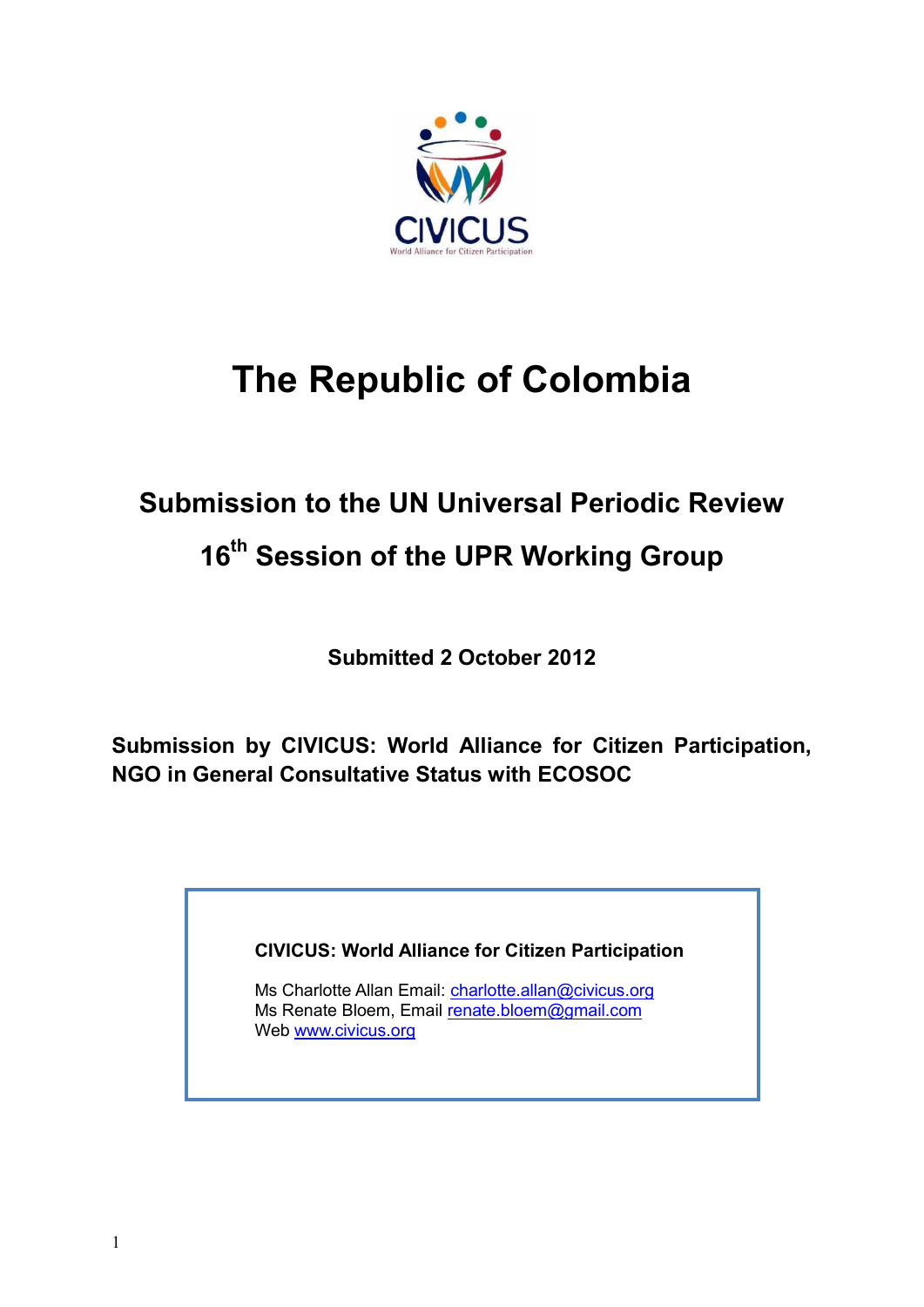CIVICUS

World Alliance for Citizen Participation

# The Republic of Colombia

## Submission to the UN Universal Periodic Review

## 16th Session of the UPR Working Group

**Submitted 2 October 2012**

**Submission by CIVICUS: World Alliance for Citizen Participation, NGO in General Consultative Status with ECOSOC**

**CIVICUS: World Alliance for Citizen Participation**

Ms Charlotte Allan Email: charlotte.allan@civicus.org
Ms Renate Bloem, Email renate.bloem@gmail.com
Web www.civicus.org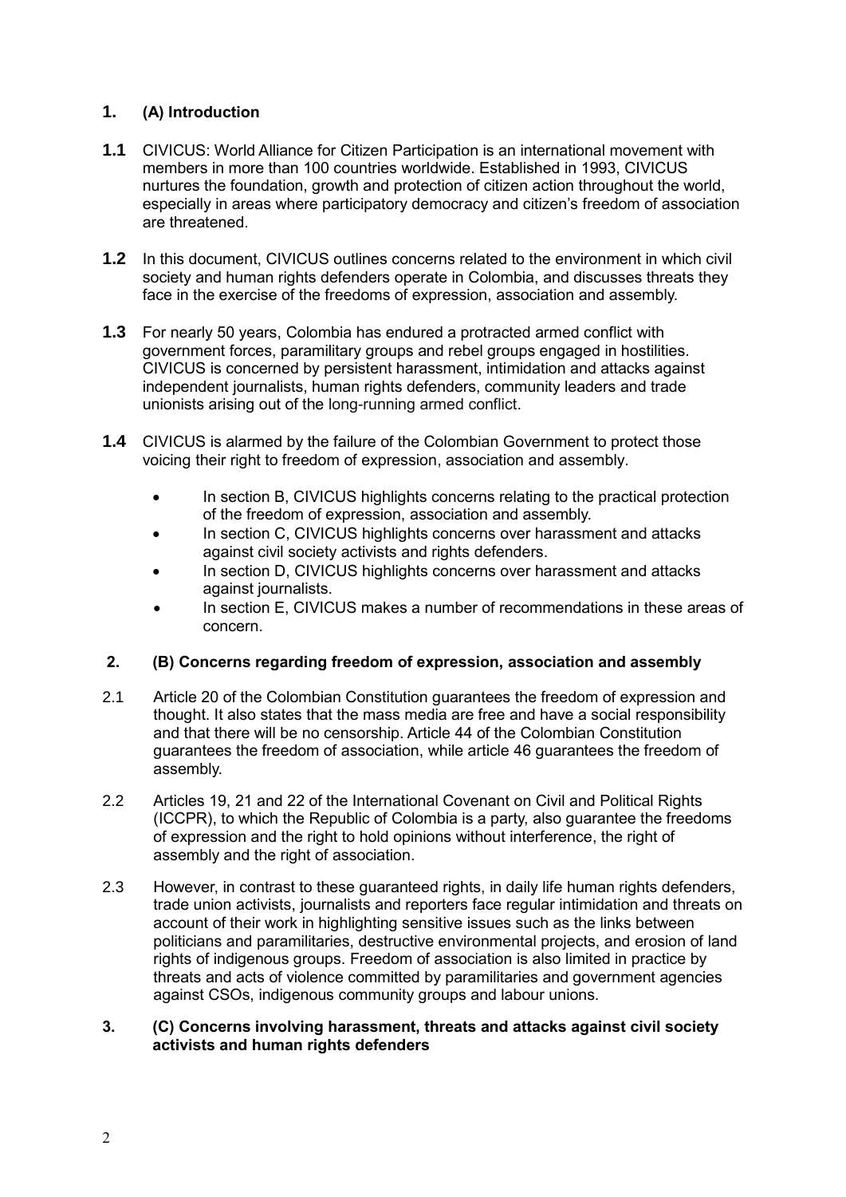## 1. (A) Introduction

**1.1** CIVICUS: World Alliance for Citizen Participation is an international movement with members in more than 100 countries worldwide. Established in 1993, CIVICUS nurtures the foundation, growth and protection of citizen action throughout the world, especially in areas where participatory democracy and citizen's freedom of association are threatened.

**1.2** In this document, CIVICUS outlines concerns related to the environment in which civil society and human rights defenders operate in Colombia, and discusses threats they face in the exercise of the freedoms of expression, association and assembly.

**1.3** For nearly 50 years, Colombia has endured a protracted armed conflict with government forces, paramilitary groups and rebel groups engaged in hostilities. CIVICUS is concerned by persistent harassment, intimidation and attacks against independent journalists, human rights defenders, community leaders and trade unionists arising out of the long-running armed conflict.

**1.4** CIVICUS is alarmed by the failure of the Colombian Government to protect those voicing their right to freedom of expression, association and assembly.

- In section B, CIVICUS highlights concerns relating to the practical protection of the freedom of expression, association and assembly.
- In section C, CIVICUS highlights concerns over harassment and attacks against civil society activists and rights defenders.
- In section D, CIVICUS highlights concerns over harassment and attacks against journalists.
- In section E, CIVICUS makes a number of recommendations in these areas of concern.

## 2. (B) Concerns regarding freedom of expression, association and assembly

2.1 Article 20 of the Colombian Constitution guarantees the freedom of expression and thought. It also states that the mass media are free and have a social responsibility and that there will be no censorship. Article 44 of the Colombian Constitution guarantees the freedom of association, while article 46 guarantees the freedom of assembly.

2.2 Articles 19, 21 and 22 of the International Covenant on Civil and Political Rights (ICCPR), to which the Republic of Colombia is a party, also guarantee the freedoms of expression and the right to hold opinions without interference, the right of assembly and the right of association.

2.3 However, in contrast to these guaranteed rights, in daily life human rights defenders, trade union activists, journalists and reporters face regular intimidation and threats on account of their work in highlighting sensitive issues such as the links between politicians and paramilitaries, destructive environmental projects, and erosion of land rights of indigenous groups. Freedom of association is also limited in practice by threats and acts of violence committed by paramilitaries and government agencies against CSOs, indigenous community groups and labour unions.

## 3. (C) Concerns involving harassment, threats and attacks against civil society activists and human rights defenders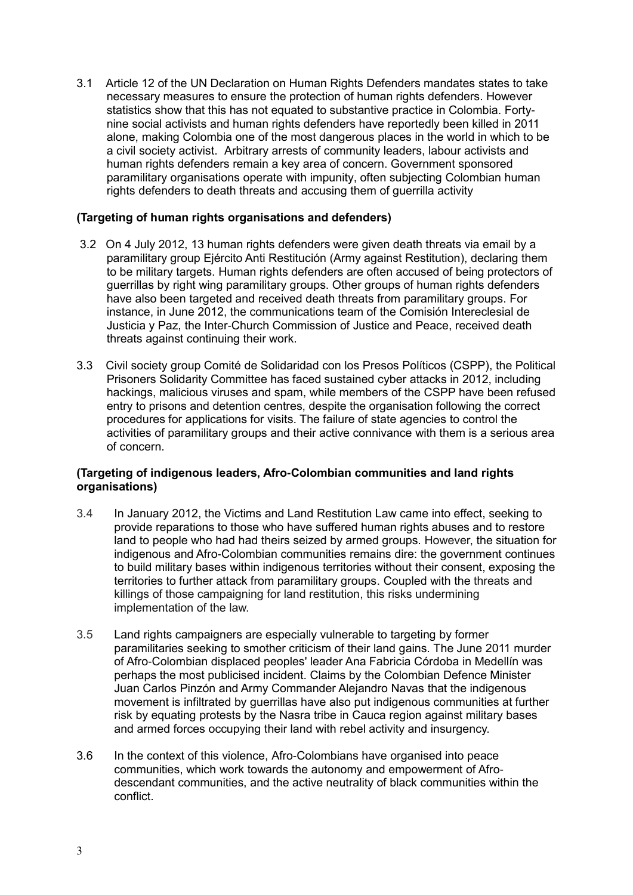3.1 Article 12 of the UN Declaration on Human Rights Defenders mandates states to take necessary measures to ensure the protection of human rights defenders. However statistics show that this has not equated to substantive practice in Colombia. Forty-nine social activists and human rights defenders have reportedly been killed in 2011 alone, making Colombia one of the most dangerous places in the world in which to be a civil society activist. Arbitrary arrests of community leaders, labour activists and human rights defenders remain a key area of concern. Government sponsored paramilitary organisations operate with impunity, often subjecting Colombian human rights defenders to death threats and accusing them of guerrilla activity

**(Targeting of human rights organisations and defenders)**

3.2 On 4 July 2012, 13 human rights defenders were given death threats via email by a paramilitary group Ejército Anti Restitución (Army against Restitution), declaring them to be military targets. Human rights defenders are often accused of being protectors of guerrillas by right wing paramilitary groups. Other groups of human rights defenders have also been targeted and received death threats from paramilitary groups. For instance, in June 2012, the communications team of the Comisión Intereclesial de Justicia y Paz, the Inter-Church Commission of Justice and Peace, received death threats against continuing their work.

3.3 Civil society group Comité de Solidaridad con los Presos Políticos (CSPP), the Political Prisoners Solidarity Committee has faced sustained cyber attacks in 2012, including hackings, malicious viruses and spam, while members of the CSPP have been refused entry to prisons and detention centres, despite the organisation following the correct procedures for applications for visits. The failure of state agencies to control the activities of paramilitary groups and their active connivance with them is a serious area of concern.

**(Targeting of indigenous leaders, Afro-Colombian communities and land rights organisations)**

3.4 In January 2012, the Victims and Land Restitution Law came into effect, seeking to provide reparations to those who have suffered human rights abuses and to restore land to people who had had theirs seized by armed groups. However, the situation for indigenous and Afro-Colombian communities remains dire: the government continues to build military bases within indigenous territories without their consent, exposing the territories to further attack from paramilitary groups. Coupled with the threats and killings of those campaigning for land restitution, this risks undermining implementation of the law.

3.5 Land rights campaigners are especially vulnerable to targeting by former paramilitaries seeking to smother criticism of their land gains. The June 2011 murder of Afro-Colombian displaced peoples' leader Ana Fabricia Córdoba in Medellín was perhaps the most publicised incident. Claims by the Colombian Defence Minister Juan Carlos Pinzón and Army Commander Alejandro Navas that the indigenous movement is infiltrated by guerrillas have also put indigenous communities at further risk by equating protests by the Nasra tribe in Cauca region against military bases and armed forces occupying their land with rebel activity and insurgency.

3.6 In the context of this violence, Afro-Colombians have organised into peace communities, which work towards the autonomy and empowerment of Afro-descendant communities, and the active neutrality of black communities within the conflict.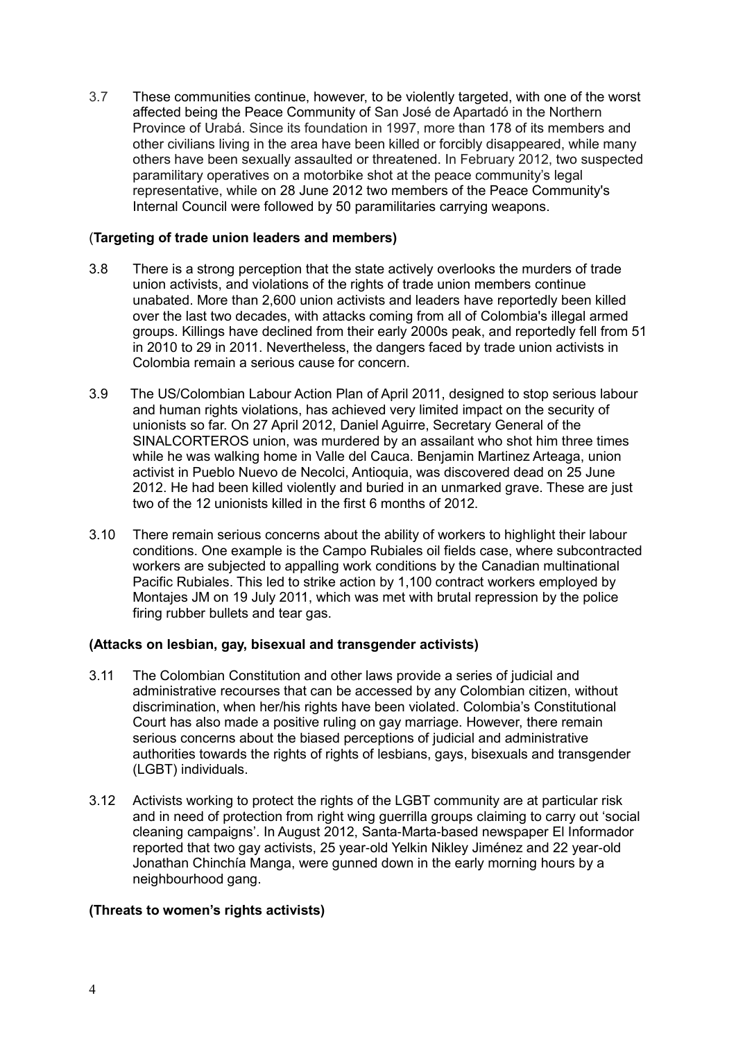3.7 These communities continue, however, to be violently targeted, with one of the worst affected being the Peace Community of San José de Apartadó in the Northern Province of Urabá. Since its foundation in 1997, more than 178 of its members and other civilians living in the area have been killed or forcibly disappeared, while many others have been sexually assaulted or threatened. In February 2012, two suspected paramilitary operatives on a motorbike shot at the peace community's legal representative, while on 28 June 2012 two members of the Peace Community's Internal Council were followed by 50 paramilitaries carrying weapons.

**(Targeting of trade union leaders and members)**

3.8 There is a strong perception that the state actively overlooks the murders of trade union activists, and violations of the rights of trade union members continue unabated. More than 2,600 union activists and leaders have reportedly been killed over the last two decades, with attacks coming from all of Colombia's illegal armed groups. Killings have declined from their early 2000s peak, and reportedly fell from 51 in 2010 to 29 in 2011. Nevertheless, the dangers faced by trade union activists in Colombia remain a serious cause for concern.

3.9 The US/Colombian Labour Action Plan of April 2011, designed to stop serious labour and human rights violations, has achieved very limited impact on the security of unionists so far. On 27 April 2012, Daniel Aguirre, Secretary General of the SINALCORTEROS union, was murdered by an assailant who shot him three times while he was walking home in Valle del Cauca. Benjamin Martinez Arteaga, union activist in Pueblo Nuevo de Necolci, Antioquia, was discovered dead on 25 June 2012. He had been killed violently and buried in an unmarked grave. These are just two of the 12 unionists killed in the first 6 months of 2012.

3.10 There remain serious concerns about the ability of workers to highlight their labour conditions. One example is the Campo Rubiales oil fields case, where subcontracted workers are subjected to appalling work conditions by the Canadian multinational Pacific Rubiales. This led to strike action by 1,100 contract workers employed by Montajes JM on 19 July 2011, which was met with brutal repression by the police firing rubber bullets and tear gas.

**(Attacks on lesbian, gay, bisexual and transgender activists)**

3.11 The Colombian Constitution and other laws provide a series of judicial and administrative recourses that can be accessed by any Colombian citizen, without discrimination, when her/his rights have been violated. Colombia's Constitutional Court has also made a positive ruling on gay marriage. However, there remain serious concerns about the biased perceptions of judicial and administrative authorities towards the rights of rights of lesbians, gays, bisexuals and transgender (LGBT) individuals.

3.12 Activists working to protect the rights of the LGBT community are at particular risk and in need of protection from right wing guerrilla groups claiming to carry out 'social cleaning campaigns'. In August 2012, Santa-Marta-based newspaper El Informador reported that two gay activists, 25 year-old Yelkin Nikley Jiménez and 22 year-old Jonathan Chinchía Manga, were gunned down in the early morning hours by a neighbourhood gang.

**(Threats to women's rights activists)**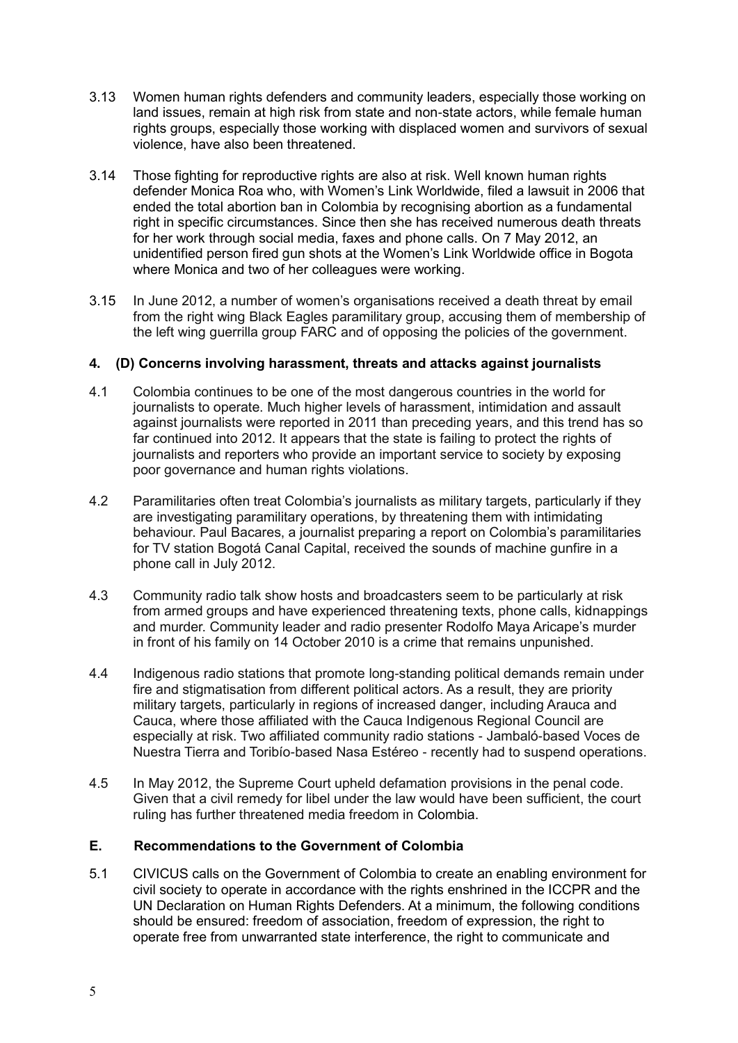3.13 Women human rights defenders and community leaders, especially those working on land issues, remain at high risk from state and non-state actors, while female human rights groups, especially those working with displaced women and survivors of sexual violence, have also been threatened.

3.14 Those fighting for reproductive rights are also at risk. Well known human rights defender Monica Roa who, with Women's Link Worldwide, filed a lawsuit in 2006 that ended the total abortion ban in Colombia by recognising abortion as a fundamental right in specific circumstances. Since then she has received numerous death threats for her work through social media, faxes and phone calls. On 7 May 2012, an unidentified person fired gun shots at the Women's Link Worldwide office in Bogota where Monica and two of her colleagues were working.

3.15 In June 2012, a number of women's organisations received a death threat by email from the right wing Black Eagles paramilitary group, accusing them of membership of the left wing guerrilla group FARC and of opposing the policies of the government.

## 4. (D) Concerns involving harassment, threats and attacks against journalists

4.1 Colombia continues to be one of the most dangerous countries in the world for journalists to operate. Much higher levels of harassment, intimidation and assault against journalists were reported in 2011 than preceding years, and this trend has so far continued into 2012. It appears that the state is failing to protect the rights of journalists and reporters who provide an important service to society by exposing poor governance and human rights violations.

4.2 Paramilitaries often treat Colombia's journalists as military targets, particularly if they are investigating paramilitary operations, by threatening them with intimidating behaviour. Paul Bacares, a journalist preparing a report on Colombia's paramilitaries for TV station Bogotá Canal Capital, received the sounds of machine gunfire in a phone call in July 2012.

4.3 Community radio talk show hosts and broadcasters seem to be particularly at risk from armed groups and have experienced threatening texts, phone calls, kidnappings and murder. Community leader and radio presenter Rodolfo Maya Aricape's murder in front of his family on 14 October 2010 is a crime that remains unpunished.

4.4 Indigenous radio stations that promote long-standing political demands remain under fire and stigmatisation from different political actors. As a result, they are priority military targets, particularly in regions of increased danger, including Arauca and Cauca, where those affiliated with the Cauca Indigenous Regional Council are especially at risk. Two affiliated community radio stations - Jambaló-based Voces de Nuestra Tierra and Toribío-based Nasa Estéreo - recently had to suspend operations.

4.5 In May 2012, the Supreme Court upheld defamation provisions in the penal code. Given that a civil remedy for libel under the law would have been sufficient, the court ruling has further threatened media freedom in Colombia.

## E. Recommendations to the Government of Colombia

5.1 CIVICUS calls on the Government of Colombia to create an enabling environment for civil society to operate in accordance with the rights enshrined in the ICCPR and the UN Declaration on Human Rights Defenders. At a minimum, the following conditions should be ensured: freedom of association, freedom of expression, the right to operate free from unwarranted state interference, the right to communicate and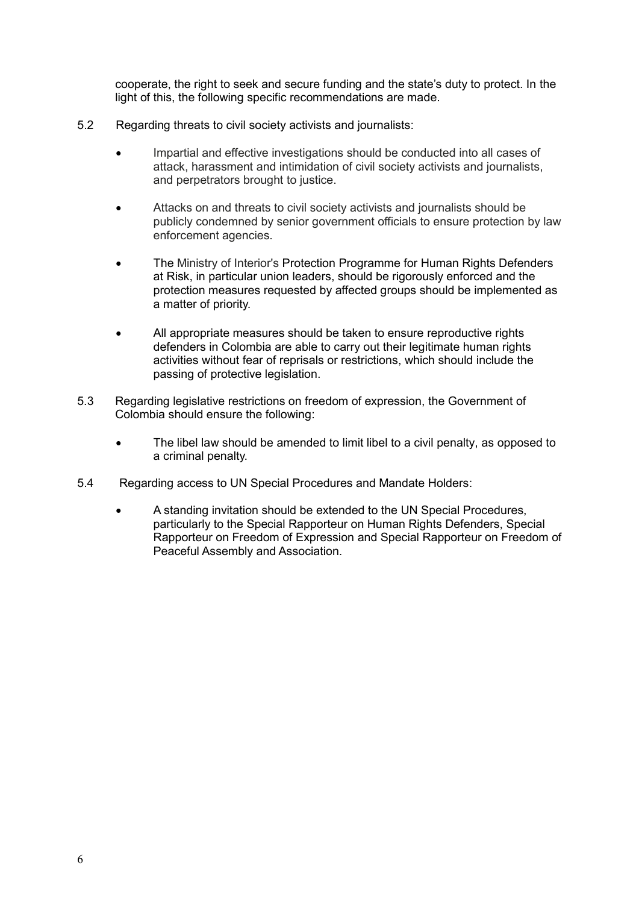cooperate, the right to seek and secure funding and the state's duty to protect. In the light of this, the following specific recommendations are made.

5.2 Regarding threats to civil society activists and journalists:

- Impartial and effective investigations should be conducted into all cases of attack, harassment and intimidation of civil society activists and journalists, and perpetrators brought to justice.

- Attacks on and threats to civil society activists and journalists should be publicly condemned by senior government officials to ensure protection by law enforcement agencies.

- The Ministry of Interior's Protection Programme for Human Rights Defenders at Risk, in particular union leaders, should be rigorously enforced and the protection measures requested by affected groups should be implemented as a matter of priority.

- All appropriate measures should be taken to ensure reproductive rights defenders in Colombia are able to carry out their legitimate human rights activities without fear of reprisals or restrictions, which should include the passing of protective legislation.

5.3 Regarding legislative restrictions on freedom of expression, the Government of Colombia should ensure the following:

- The libel law should be amended to limit libel to a civil penalty, as opposed to a criminal penalty.

5.4 Regarding access to UN Special Procedures and Mandate Holders:

- A standing invitation should be extended to the UN Special Procedures, particularly to the Special Rapporteur on Human Rights Defenders, Special Rapporteur on Freedom of Expression and Special Rapporteur on Freedom of Peaceful Assembly and Association.